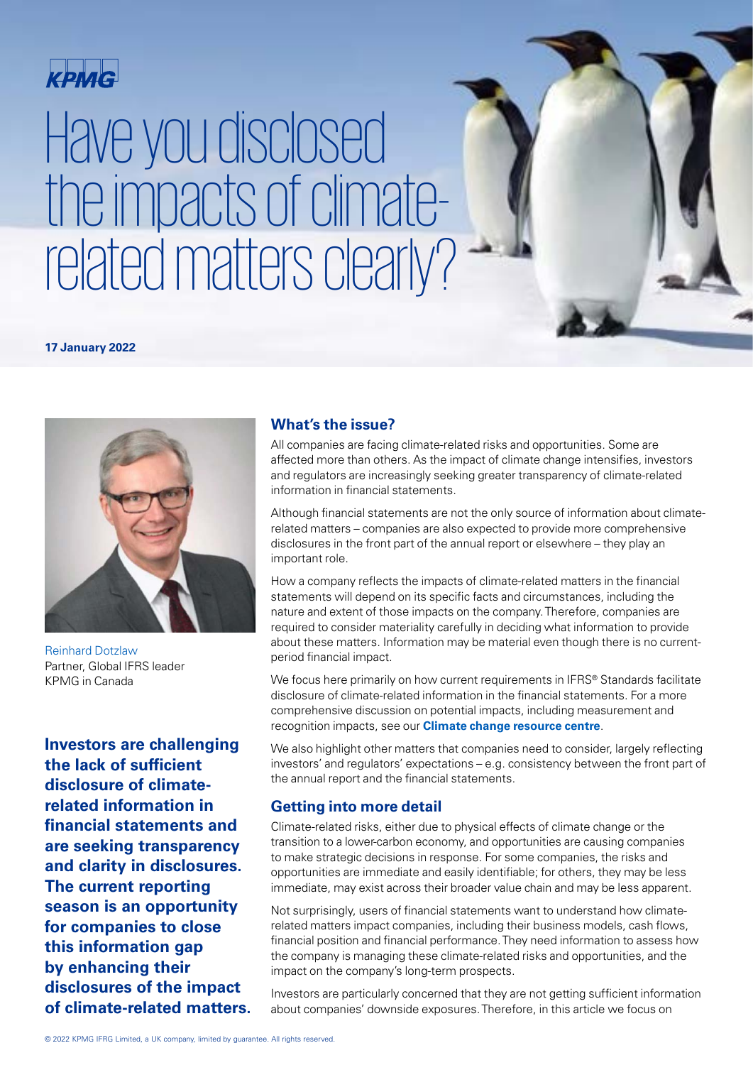KPMG

# Have you disclosed the impacts of climate-related matters clearly?

**17 January 2022**

Reinhard Dotzlaw
Partner, Global IFRS leader
KPMG in Canada

**Investors are challenging the lack of sufficient disclosure of climate-related information in financial statements and are seeking transparency and clarity in disclosures. The current reporting season is an opportunity for companies to close this information gap by enhancing their disclosures of the impact of climate-related matters.**

## What's the issue?

All companies are facing climate-related risks and opportunities. Some are affected more than others. As the impact of climate change intensifies, investors and regulators are increasingly seeking greater transparency of climate-related information in financial statements.

Although financial statements are not the only source of information about climate-related matters – companies are also expected to provide more comprehensive disclosures in the front part of the annual report or elsewhere – they play an important role.

How a company reflects the impacts of climate-related matters in the financial statements will depend on its specific facts and circumstances, including the nature and extent of those impacts on the company. Therefore, companies are required to consider materiality carefully in deciding what information to provide about these matters. Information may be material even though there is no current-period financial impact.

We focus here primarily on how current requirements in IFRS® Standards facilitate disclosure of climate-related information in the financial statements. For a more comprehensive discussion on potential impacts, including measurement and recognition impacts, see our **Climate change resource centre**.

We also highlight other matters that companies need to consider, largely reflecting investors' and regulators' expectations – e.g. consistency between the front part of the annual report and the financial statements.

## Getting into more detail

Climate-related risks, either due to physical effects of climate change or the transition to a lower-carbon economy, and opportunities are causing companies to make strategic decisions in response. For some companies, the risks and opportunities are immediate and easily identifiable; for others, they may be less immediate, may exist across their broader value chain and may be less apparent.

Not surprisingly, users of financial statements want to understand how climate-related matters impact companies, including their business models, cash flows, financial position and financial performance. They need information to assess how the company is managing these climate-related risks and opportunities, and the impact on the company's long-term prospects.

Investors are particularly concerned that they are not getting sufficient information about companies' downside exposures. Therefore, in this article we focus on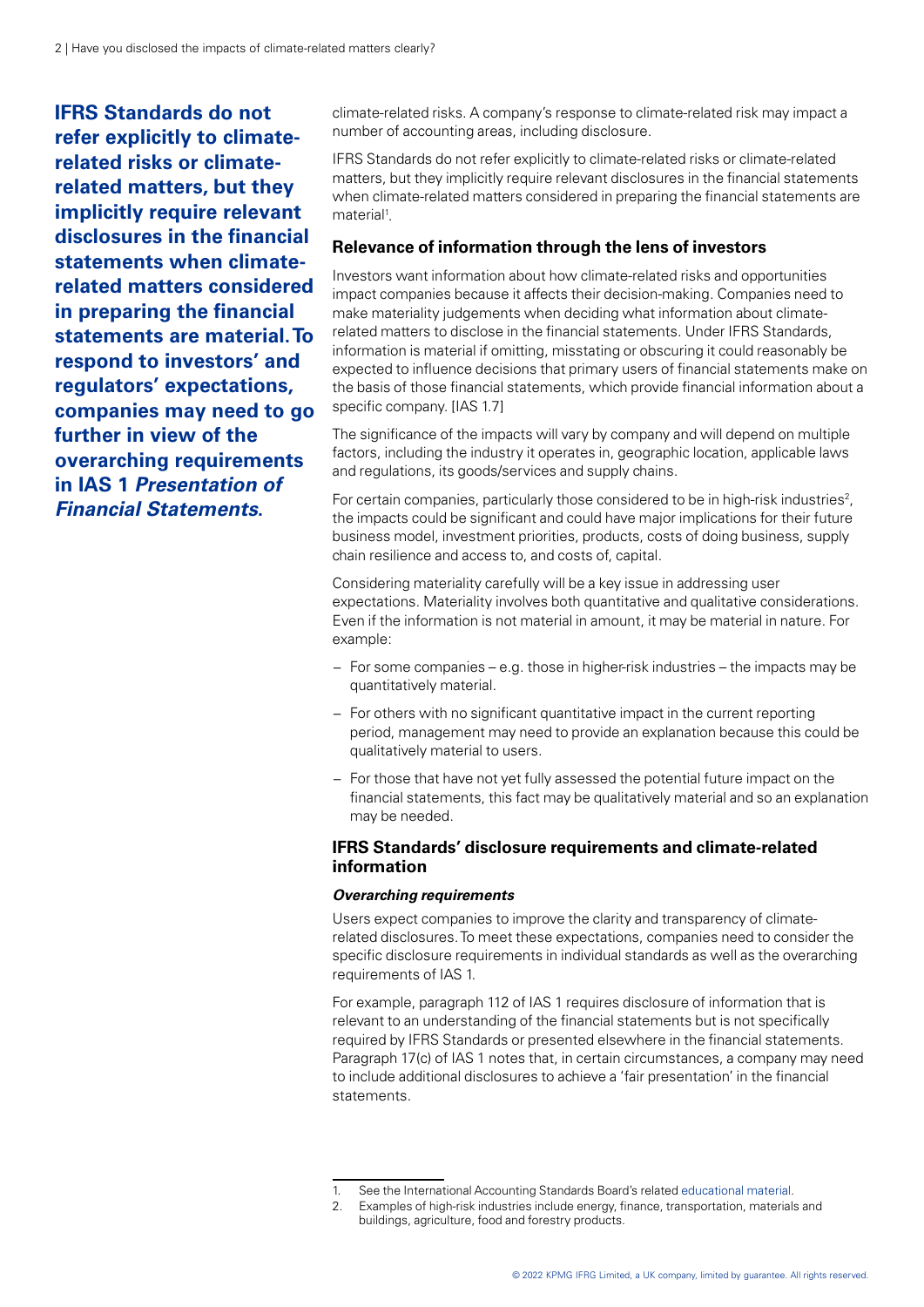**IFRS Standards do not refer explicitly to climate-related risks or climate-related matters, but they implicitly require relevant disclosures in the financial statements when climate-related matters considered in preparing the financial statements are material. To respond to investors' and regulators' expectations, companies may need to go further in view of the overarching requirements in IAS 1 *Presentation of Financial Statements*.**

climate-related risks. A company's response to climate-related risk may impact a number of accounting areas, including disclosure.

IFRS Standards do not refer explicitly to climate-related risks or climate-related matters, but they implicitly require relevant disclosures in the financial statements when climate-related matters considered in preparing the financial statements are material[1].

### Relevance of information through the lens of investors

Investors want information about how climate-related risks and opportunities impact companies because it affects their decision-making. Companies need to make materiality judgements when deciding what information about climate-related matters to disclose in the financial statements. Under IFRS Standards, information is material if omitting, misstating or obscuring it could reasonably be expected to influence decisions that primary users of financial statements make on the basis of those financial statements, which provide financial information about a specific company. [IAS 1.7]

The significance of the impacts will vary by company and will depend on multiple factors, including the industry it operates in, geographic location, applicable laws and regulations, its goods/services and supply chains.

For certain companies, particularly those considered to be in high-risk industries[2], the impacts could be significant and could have major implications for their future business model, investment priorities, products, costs of doing business, supply chain resilience and access to, and costs of, capital.

Considering materiality carefully will be a key issue in addressing user expectations. Materiality involves both quantitative and qualitative considerations. Even if the information is not material in amount, it may be material in nature. For example:

- For some companies – e.g. those in higher-risk industries – the impacts may be quantitatively material.
- For others with no significant quantitative impact in the current reporting period, management may need to provide an explanation because this could be qualitatively material to users.
- For those that have not yet fully assessed the potential future impact on the financial statements, this fact may be qualitatively material and so an explanation may be needed.

### IFRS Standards' disclosure requirements and climate-related information

#### *Overarching requirements*

Users expect companies to improve the clarity and transparency of climate-related disclosures. To meet these expectations, companies need to consider the specific disclosure requirements in individual standards as well as the overarching requirements of IAS 1.

For example, paragraph 112 of IAS 1 requires disclosure of information that is relevant to an understanding of the financial statements but is not specifically required by IFRS Standards or presented elsewhere in the financial statements. Paragraph 17(c) of IAS 1 notes that, in certain circumstances, a company may need to include additional disclosures to achieve a 'fair presentation' in the financial statements.

---

1. See the International Accounting Standards Board's related educational material.
2. Examples of high-risk industries include energy, finance, transportation, materials and buildings, agriculture, food and forestry products.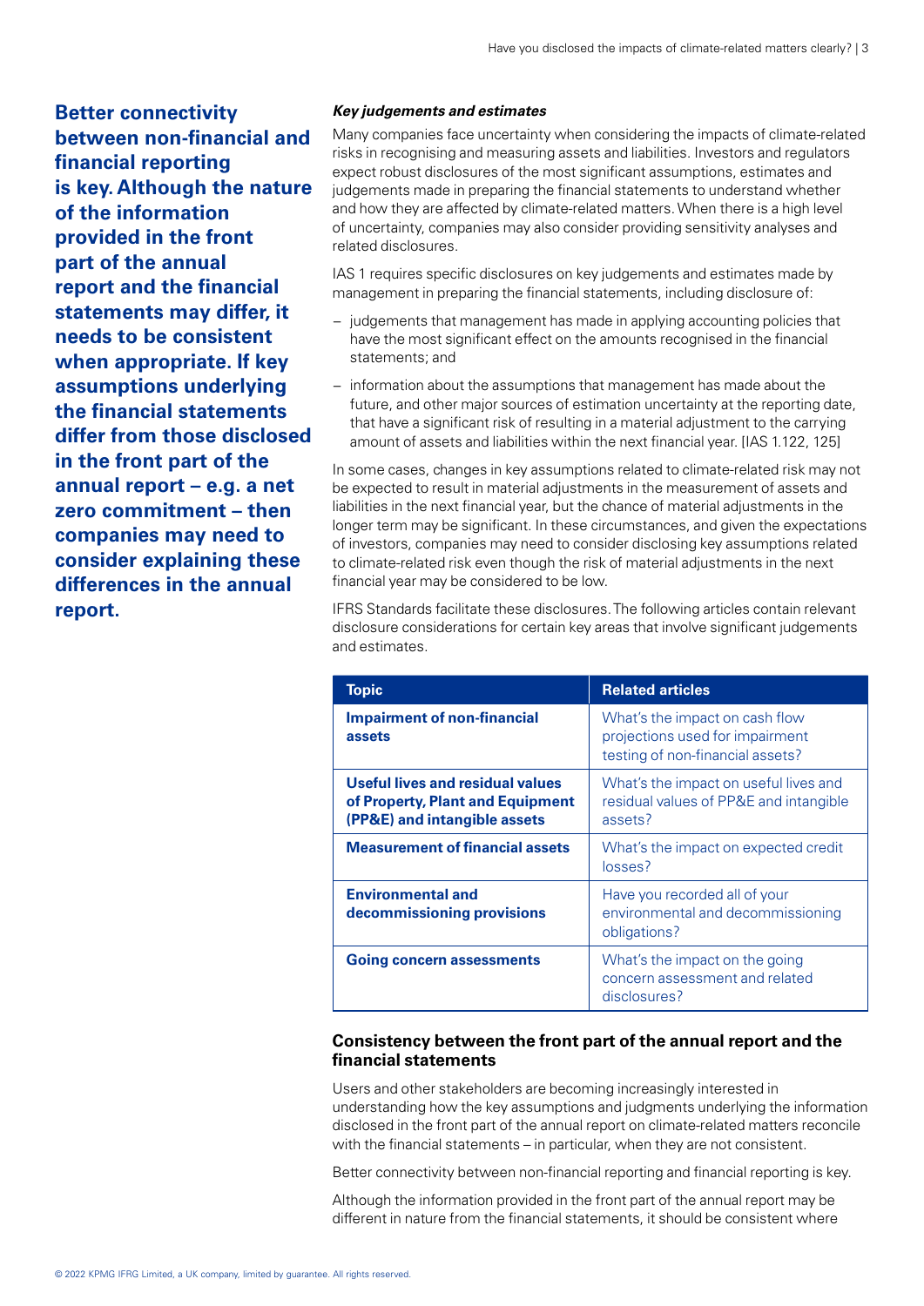**Better connectivity between non-financial and financial reporting is key. Although the nature of the information provided in the front part of the annual report and the financial statements may differ, it needs to be consistent when appropriate. If key assumptions underlying the financial statements differ from those disclosed in the front part of the annual report – e.g. a net zero commitment – then companies may need to consider explaining these differences in the annual report.**

***Key judgements and estimates***

Many companies face uncertainty when considering the impacts of climate-related risks in recognising and measuring assets and liabilities. Investors and regulators expect robust disclosures of the most significant assumptions, estimates and judgements made in preparing the financial statements to understand whether and how they are affected by climate-related matters. When there is a high level of uncertainty, companies may also consider providing sensitivity analyses and related disclosures.

IAS 1 requires specific disclosures on key judgements and estimates made by management in preparing the financial statements, including disclosure of:

- judgements that management has made in applying accounting policies that have the most significant effect on the amounts recognised in the financial statements; and
- information about the assumptions that management has made about the future, and other major sources of estimation uncertainty at the reporting date, that have a significant risk of resulting in a material adjustment to the carrying amount of assets and liabilities within the next financial year. [IAS 1.122, 125]

In some cases, changes in key assumptions related to climate-related risk may not be expected to result in material adjustments in the measurement of assets and liabilities in the next financial year, but the chance of material adjustments in the longer term may be significant. In these circumstances, and given the expectations of investors, companies may need to consider disclosing key assumptions related to climate-related risk even though the risk of material adjustments in the next financial year may be considered to be low.

IFRS Standards facilitate these disclosures. The following articles contain relevant disclosure considerations for certain key areas that involve significant judgements and estimates.

| Topic | Related articles |
|---|---|
| **Impairment of non-financial assets** | What's the impact on cash flow projections used for impairment testing of non-financial assets? |
| **Useful lives and residual values of Property, Plant and Equipment (PP&E) and intangible assets** | What's the impact on useful lives and residual values of PP&E and intangible assets? |
| **Measurement of financial assets** | What's the impact on expected credit losses? |
| **Environmental and decommissioning provisions** | Have you recorded all of your environmental and decommissioning obligations? |
| **Going concern assessments** | What's the impact on the going concern assessment and related disclosures? |

### Consistency between the front part of the annual report and the financial statements

Users and other stakeholders are becoming increasingly interested in understanding how the key assumptions and judgments underlying the information disclosed in the front part of the annual report on climate-related matters reconcile with the financial statements – in particular, when they are not consistent.

Better connectivity between non-financial reporting and financial reporting is key.

Although the information provided in the front part of the annual report may be different in nature from the financial statements, it should be consistent where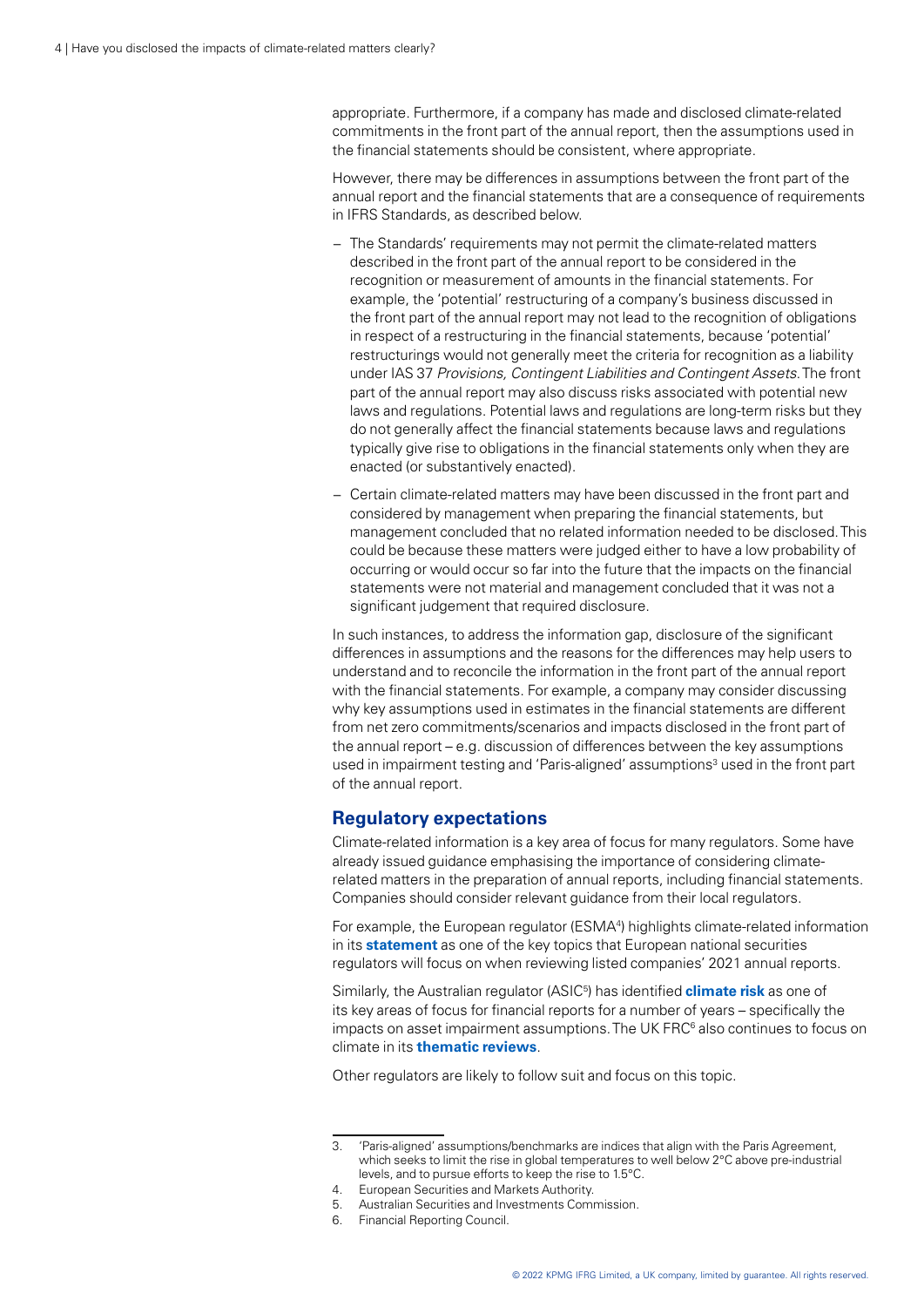appropriate. Furthermore, if a company has made and disclosed climate-related commitments in the front part of the annual report, then the assumptions used in the financial statements should be consistent, where appropriate.

However, there may be differences in assumptions between the front part of the annual report and the financial statements that are a consequence of requirements in IFRS Standards, as described below.

- The Standards' requirements may not permit the climate-related matters described in the front part of the annual report to be considered in the recognition or measurement of amounts in the financial statements. For example, the 'potential' restructuring of a company's business discussed in the front part of the annual report may not lead to the recognition of obligations in respect of a restructuring in the financial statements, because 'potential' restructurings would not generally meet the criteria for recognition as a liability under IAS 37 *Provisions, Contingent Liabilities and Contingent Assets*. The front part of the annual report may also discuss risks associated with potential new laws and regulations. Potential laws and regulations are long-term risks but they do not generally affect the financial statements because laws and regulations typically give rise to obligations in the financial statements only when they are enacted (or substantively enacted).
- Certain climate-related matters may have been discussed in the front part and considered by management when preparing the financial statements, but management concluded that no related information needed to be disclosed. This could be because these matters were judged either to have a low probability of occurring or would occur so far into the future that the impacts on the financial statements were not material and management concluded that it was not a significant judgement that required disclosure.

In such instances, to address the information gap, disclosure of the significant differences in assumptions and the reasons for the differences may help users to understand and to reconcile the information in the front part of the annual report with the financial statements. For example, a company may consider discussing why key assumptions used in estimates in the financial statements are different from net zero commitments/scenarios and impacts disclosed in the front part of the annual report – e.g. discussion of differences between the key assumptions used in impairment testing and 'Paris-aligned' assumptions[3] used in the front part of the annual report.

## Regulatory expectations

Climate-related information is a key area of focus for many regulators. Some have already issued guidance emphasising the importance of considering climate-related matters in the preparation of annual reports, including financial statements. Companies should consider relevant guidance from their local regulators.

For example, the European regulator (ESMA[4]) highlights climate-related information in its **statement** as one of the key topics that European national securities regulators will focus on when reviewing listed companies' 2021 annual reports.

Similarly, the Australian regulator (ASIC[5]) has identified **climate risk** as one of its key areas of focus for financial reports for a number of years – specifically the impacts on asset impairment assumptions. The UK FRC[6] also continues to focus on climate in its **thematic reviews**.

Other regulators are likely to follow suit and focus on this topic.

---

3. 'Paris-aligned' assumptions/benchmarks are indices that align with the Paris Agreement, which seeks to limit the rise in global temperatures to well below 2°C above pre-industrial levels, and to pursue efforts to keep the rise to 1.5°C.
4. European Securities and Markets Authority.
5. Australian Securities and Investments Commission.
6. Financial Reporting Council.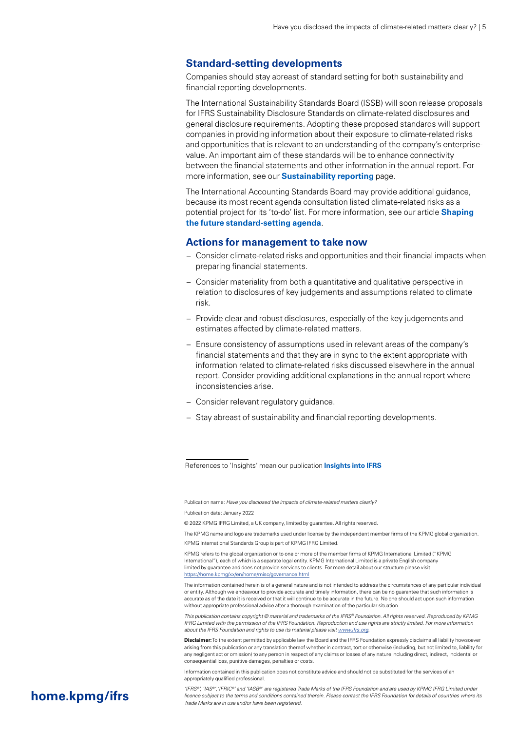## Standard-setting developments

Companies should stay abreast of standard setting for both sustainability and financial reporting developments.

The International Sustainability Standards Board (ISSB) will soon release proposals for IFRS Sustainability Disclosure Standards on climate-related disclosures and general disclosure requirements. Adopting these proposed standards will support companies in providing information about their exposure to climate-related risks and opportunities that is relevant to an understanding of the company's enterprise-value. An important aim of these standards will be to enhance connectivity between the financial statements and other information in the annual report. For more information, see our **Sustainability reporting** page.

The International Accounting Standards Board may provide additional guidance, because its most recent agenda consultation listed climate-related risks as a potential project for its 'to-do' list. For more information, see our article **Shaping the future standard-setting agenda**.

## Actions for management to take now

- Consider climate-related risks and opportunities and their financial impacts when preparing financial statements.
- Consider materiality from both a quantitative and qualitative perspective in relation to disclosures of key judgements and assumptions related to climate risk.
- Provide clear and robust disclosures, especially of the key judgements and estimates affected by climate-related matters.
- Ensure consistency of assumptions used in relevant areas of the company's financial statements and that they are in sync to the extent appropriate with information related to climate-related risks discussed elsewhere in the annual report. Consider providing additional explanations in the annual report where inconsistencies arise.
- Consider relevant regulatory guidance.
- Stay abreast of sustainability and financial reporting developments.

---

References to 'Insights' mean our publication **Insights into IFRS**

Publication name: *Have you disclosed the impacts of climate-related matters clearly?*

Publication date: January 2022

© 2022 KPMG IFRG Limited, a UK company, limited by guarantee. All rights reserved.

The KPMG name and logo are trademarks used under license by the independent member firms of the KPMG global organization.

KPMG International Standards Group is part of KPMG IFRG Limited.

KPMG refers to the global organization or to one or more of the member firms of KPMG International Limited ("KPMG International"), each of which is a separate legal entity. KPMG International Limited is a private English company limited by guarantee and does not provide services to clients. For more detail about our structure please visit https://home.kpmg/xx/en/home/misc/governance.html

The information contained herein is of a general nature and is not intended to address the circumstances of any particular individual or entity. Although we endeavour to provide accurate and timely information, there can be no guarantee that such information is accurate as of the date it is received or that it will continue to be accurate in the future. No one should act upon such information without appropriate professional advice after a thorough examination of the particular situation.

*This publication contains copyright © material and trademarks of the IFRS® Foundation. All rights reserved. Reproduced by KPMG IFRG Limited with the permission of the IFRS Foundation. Reproduction and use rights are strictly limited. For more information about the IFRS Foundation and rights to use its material please visit www.ifrs.org.*

**Disclaimer:** To the extent permitted by applicable law the Board and the IFRS Foundation expressly disclaims all liability howsoever arising from this publication or any translation thereof whether in contract, tort or otherwise (including, but not limited to, liability for any negligent act or omission) to any person in respect of any claims or losses of any nature including direct, indirect, incidental or consequential loss, punitive damages, penalties or costs.

Information contained in this publication does not constitute advice and should not be substituted for the services of an appropriately qualified professional.

*'IFRS®', 'IAS®', 'IFRIC®' and 'IASB®' are registered Trade Marks of the IFRS Foundation and are used by KPMG IFRG Limited under licence subject to the terms and conditions contained therein. Please contact the IFRS Foundation for details of countries where its Trade Marks are in use and/or have been registered.*

**home.kpmg/ifrs**